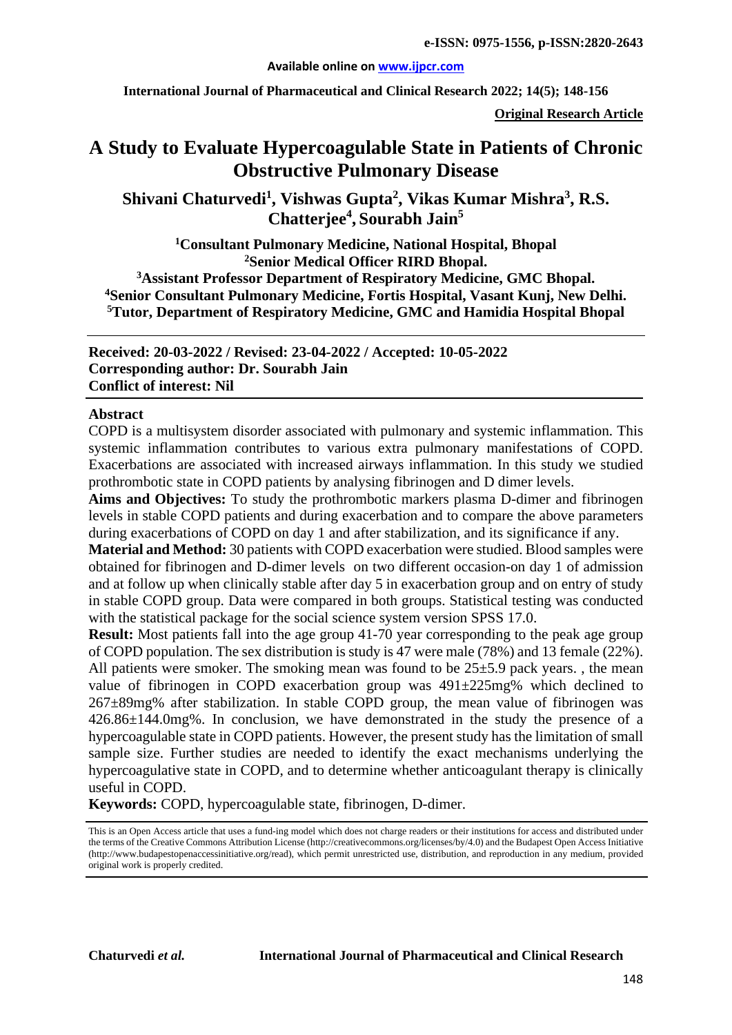**Original Research Article**

# A Study to Evaluate Hypercoagulable State in Patients of Chronic Obstructive Pulmonary Disease

**Shivani Chaturvedi[1], Vishwas Gupta[2], Vikas Kumar Mishra[3], R.S. Chatterjee[4], Sourabh Jain[5]**

[1]Consultant Pulmonary Medicine, National Hospital, Bhopal
[2]Senior Medical Officer RIRD Bhopal.
[3]Assistant Professor Department of Respiratory Medicine, GMC Bhopal.
[4]Senior Consultant Pulmonary Medicine, Fortis Hospital, Vasant Kunj, New Delhi.
[5]Tutor, Department of Respiratory Medicine, GMC and Hamidia Hospital Bhopal

**Received: 20-03-2022 / Revised: 23-04-2022 / Accepted: 10-05-2022**
**Corresponding author: Dr. Sourabh Jain**
**Conflict of interest: Nil**

## Abstract

COPD is a multisystem disorder associated with pulmonary and systemic inflammation. This systemic inflammation contributes to various extra pulmonary manifestations of COPD. Exacerbations are associated with increased airways inflammation. In this study we studied prothrombotic state in COPD patients by analysing fibrinogen and D dimer levels.

**Aims and Objectives:** To study the prothrombotic markers plasma D-dimer and fibrinogen levels in stable COPD patients and during exacerbation and to compare the above parameters during exacerbations of COPD on day 1 and after stabilization, and its significance if any.

**Material and Method:** 30 patients with COPD exacerbation were studied. Blood samples were obtained for fibrinogen and D-dimer levels on two different occasion-on day 1 of admission and at follow up when clinically stable after day 5 in exacerbation group and on entry of study in stable COPD group. Data were compared in both groups. Statistical testing was conducted with the statistical package for the social science system version SPSS 17.0.

**Result:** Most patients fall into the age group 41-70 year corresponding to the peak age group of COPD population. The sex distribution is study is 47 were male (78%) and 13 female (22%). All patients were smoker. The smoking mean was found to be 25±5.9 pack years. , the mean value of fibrinogen in COPD exacerbation group was 491±225mg% which declined to 267±89mg% after stabilization. In stable COPD group, the mean value of fibrinogen was 426.86±144.0mg%. In conclusion, we have demonstrated in the study the presence of a hypercoagulable state in COPD patients. However, the present study has the limitation of small sample size. Further studies are needed to identify the exact mechanisms underlying the hypercoagulative state in COPD, and to determine whether anticoagulant therapy is clinically useful in COPD.

**Keywords:** COPD, hypercoagulable state, fibrinogen, D-dimer.

This is an Open Access article that uses a fund-ing model which does not charge readers or their institutions for access and distributed under the terms of the Creative Commons Attribution License (http://creativecommons.org/licenses/by/4.0) and the Budapest Open Access Initiative (http://www.budapestopenaccessinitiative.org/read), which permit unrestricted use, distribution, and reproduction in any medium, provided original work is properly credited.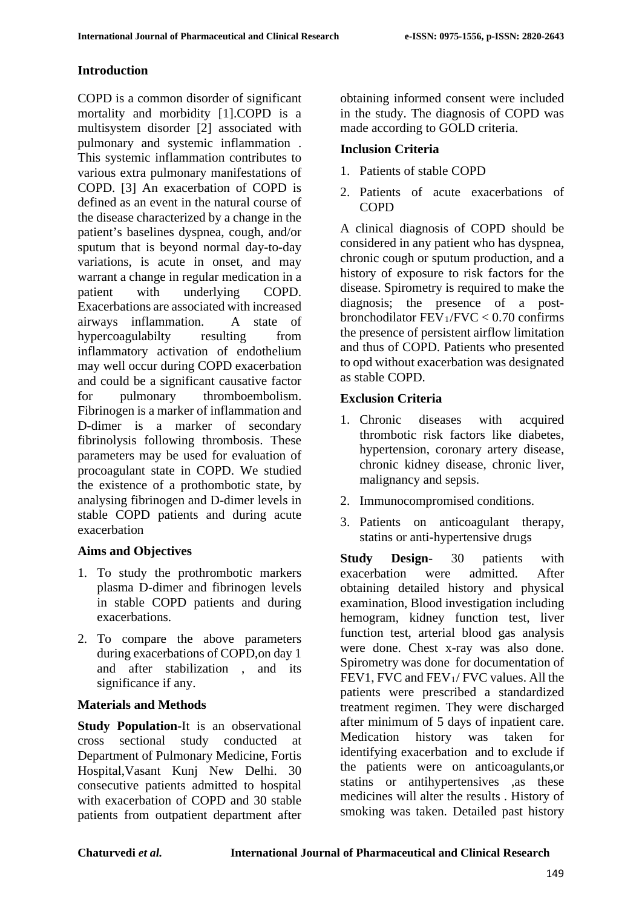## Introduction

COPD is a common disorder of significant mortality and morbidity [1].COPD is a multisystem disorder [2] associated with pulmonary and systemic inflammation . This systemic inflammation contributes to various extra pulmonary manifestations of COPD. [3] An exacerbation of COPD is defined as an event in the natural course of the disease characterized by a change in the patient's baselines dyspnea, cough, and/or sputum that is beyond normal day-to-day variations, is acute in onset, and may warrant a change in regular medication in a patient with underlying COPD. Exacerbations are associated with increased airways inflammation. A state of hypercoagulabilty resulting from inflammatory activation of endothelium may well occur during COPD exacerbation and could be a significant causative factor for pulmonary thromboembolism. Fibrinogen is a marker of inflammation and D-dimer is a marker of secondary fibrinolysis following thrombosis. These parameters may be used for evaluation of procoagulant state in COPD. We studied the existence of a prothombotic state, by analysing fibrinogen and D-dimer levels in stable COPD patients and during acute exacerbation

## Aims and Objectives

1. To study the prothrombotic markers plasma D-dimer and fibrinogen levels in stable COPD patients and during exacerbations.
2. To compare the above parameters during exacerbations of COPD,on day 1 and after stabilization , and its significance if any.

## Materials and Methods

**Study Population**-It is an observational cross sectional study conducted at Department of Pulmonary Medicine, Fortis Hospital,Vasant Kunj New Delhi. 30 consecutive patients admitted to hospital with exacerbation of COPD and 30 stable patients from outpatient department after obtaining informed consent were included in the study. The diagnosis of COPD was made according to GOLD criteria.

### Inclusion Criteria

1. Patients of stable COPD
2. Patients of acute exacerbations of COPD

A clinical diagnosis of COPD should be considered in any patient who has dyspnea, chronic cough or sputum production, and a history of exposure to risk factors for the disease. Spirometry is required to make the diagnosis; the presence of a post-bronchodilator $FEV_1/FVC < 0.70$ confirms the presence of persistent airflow limitation and thus of COPD. Patients who presented to opd without exacerbation was designated as stable COPD.

### Exclusion Criteria

1. Chronic diseases with acquired thrombotic risk factors like diabetes, hypertension, coronary artery disease, chronic kidney disease, chronic liver, malignancy and sepsis.
2. Immunocompromised conditions.
3. Patients on anticoagulant therapy, statins or anti-hypertensive drugs

**Study Design**- 30 patients with exacerbation were admitted. After obtaining detailed history and physical examination, Blood investigation including hemogram, kidney function test, liver function test, arterial blood gas analysis were done. Chest x-ray was also done. Spirometry was done for documentation of FEV1, FVC and $FEV_1$/ FVC values. All the patients were prescribed a standardized treatment regimen. They were discharged after minimum of 5 days of inpatient care. Medication history was taken for identifying exacerbation and to exclude if the patients were on anticoagulants,or statins or antihypertensives ,as these medicines will alter the results . History of smoking was taken. Detailed past history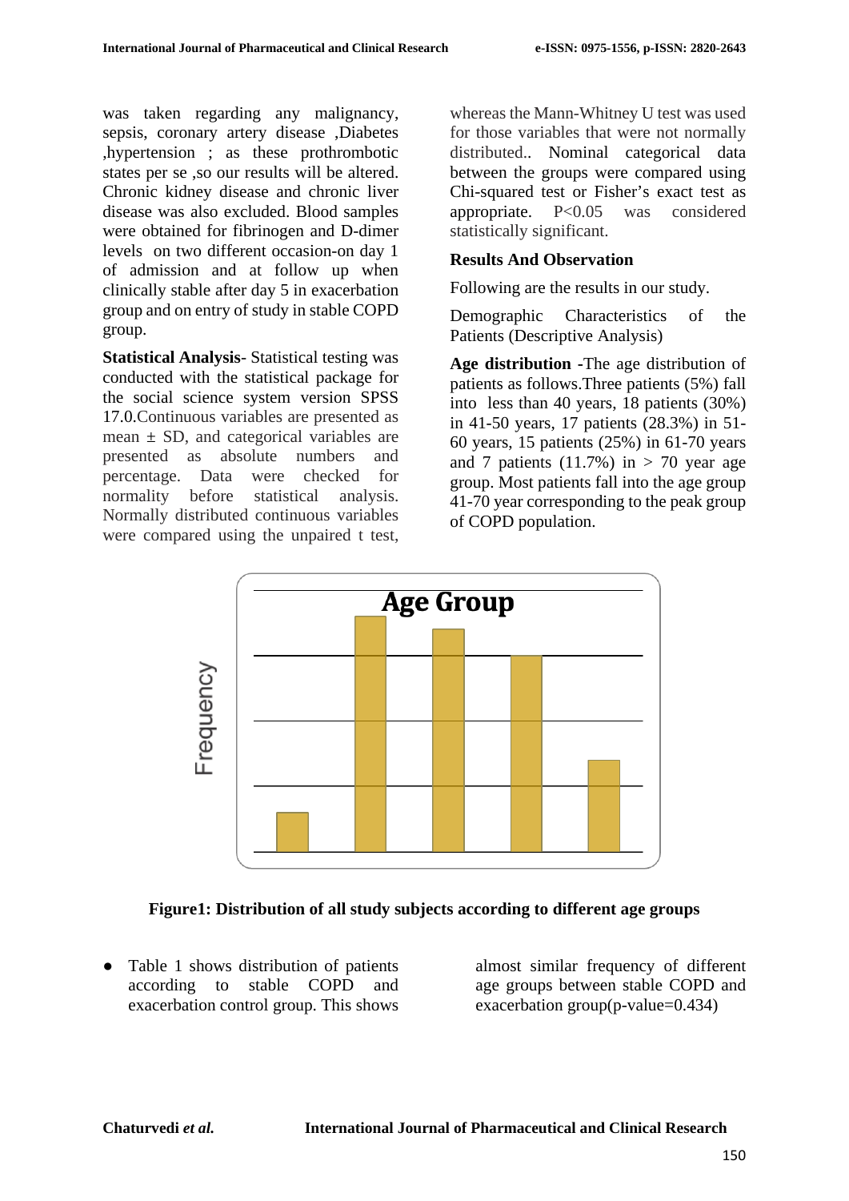was taken regarding any malignancy, sepsis, coronary artery disease ,Diabetes ,hypertension ; as these prothrombotic states per se ,so our results will be altered. Chronic kidney disease and chronic liver disease was also excluded. Blood samples were obtained for fibrinogen and D-dimer levels on two different occasion-on day 1 of admission and at follow up when clinically stable after day 5 in exacerbation group and on entry of study in stable COPD group.

**Statistical Analysis**- Statistical testing was conducted with the statistical package for the social science system version SPSS 17.0.Continuous variables are presented as mean ± SD, and categorical variables are presented as absolute numbers and percentage. Data were checked for normality before statistical analysis. Normally distributed continuous variables were compared using the unpaired t test, whereas the Mann-Whitney U test was used for those variables that were not normally distributed.. Nominal categorical data between the groups were compared using Chi-squared test or Fisher's exact test as appropriate. P<0.05 was considered statistically significant.

### Results And Observation

Following are the results in our study.

Demographic Characteristics of the Patients (Descriptive Analysis)

**Age distribution** -The age distribution of patients as follows.Three patients (5%) fall into less than 40 years, 18 patients (30%) in 41-50 years, 17 patients (28.3%) in 51-60 years, 15 patients (25%) in 61-70 years and 7 patients (11.7%) in > 70 year age group. Most patients fall into the age group 41-70 year corresponding to the peak group of COPD population.

**Figure1: Distribution of all study subjects according to different age groups**

- Table 1 shows distribution of patients according to stable COPD and exacerbation control group. This shows almost similar frequency of different age groups between stable COPD and exacerbation group(p-value=0.434)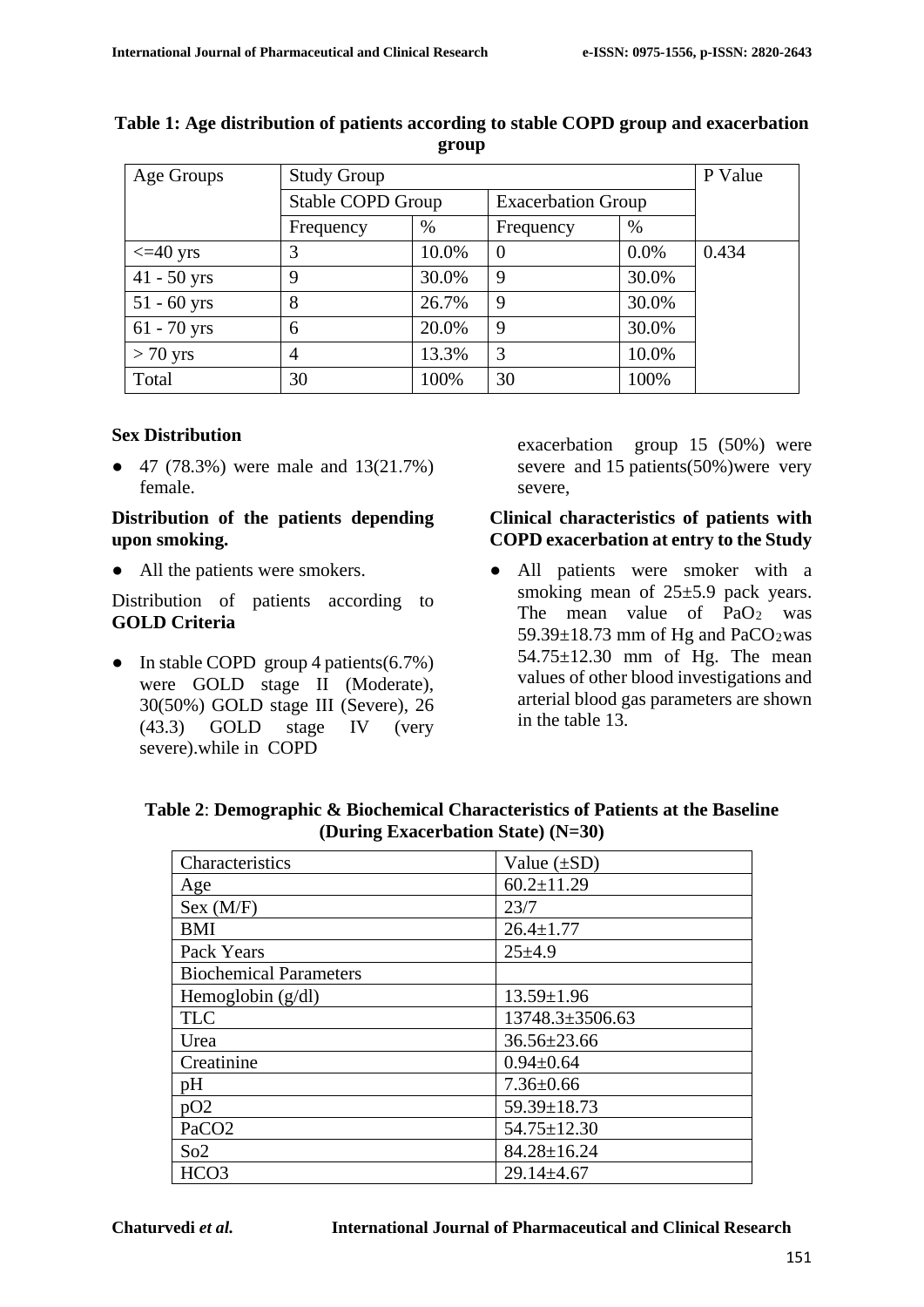**Table 1: Age distribution of patients according to stable COPD group and exacerbation group**

| Age Groups | Study Group | | | | P Value |
|---|---|---|---|---|---|
| | Stable COPD Group | | Exacerbation Group | | |
| | Frequency | % | Frequency | % | |
| <=40 yrs | 3 | 10.0% | 0 | 0.0% | 0.434 |
| 41 - 50 yrs | 9 | 30.0% | 9 | 30.0% | |
| 51 - 60 yrs | 8 | 26.7% | 9 | 30.0% | |
| 61 - 70 yrs | 6 | 20.0% | 9 | 30.0% | |
| > 70 yrs | 4 | 13.3% | 3 | 10.0% | |
| Total | 30 | 100% | 30 | 100% | |

**Sex Distribution**

- 47 (78.3%) were male and 13(21.7%) female.

**Distribution of the patients depending upon smoking.**

- All the patients were smokers.

Distribution of patients according to **GOLD Criteria**

- In stable COPD group 4 patients(6.7%) were GOLD stage II (Moderate), 30(50%) GOLD stage III (Severe), 26 (43.3) GOLD stage IV (very severe).while in COPD exacerbation group 15 (50%) were severe and 15 patients(50%)were very severe,

**Clinical characteristics of patients with COPD exacerbation at entry to the Study**

- All patients were smoker with a smoking mean of 25±5.9 pack years. The mean value of $PaO_2$ was 59.39±18.73 mm of Hg and $PaCO_2$was 54.75±12.30 mm of Hg. The mean values of other blood investigations and arterial blood gas parameters are shown in the table 13.

**Table 2**: **Demographic & Biochemical Characteristics of Patients at the Baseline (During Exacerbation State) (N=30)**

| Characteristics | Value (±SD) |
|---|---|
| Age | 60.2±11.29 |
| Sex (M/F) | 23/7 |
| BMI | 26.4±1.77 |
| Pack Years | 25±4.9 |
| Biochemical Parameters | |
| Hemoglobin (g/dl) | 13.59±1.96 |
| TLC | 13748.3±3506.63 |
| Urea | 36.56±23.66 |
| Creatinine | 0.94±0.64 |
| pH | 7.36±0.66 |
| pO2 | 59.39±18.73 |
| PaCO2 | 54.75±12.30 |
| So2 | 84.28±16.24 |
| HCO3 | 29.14±4.67 |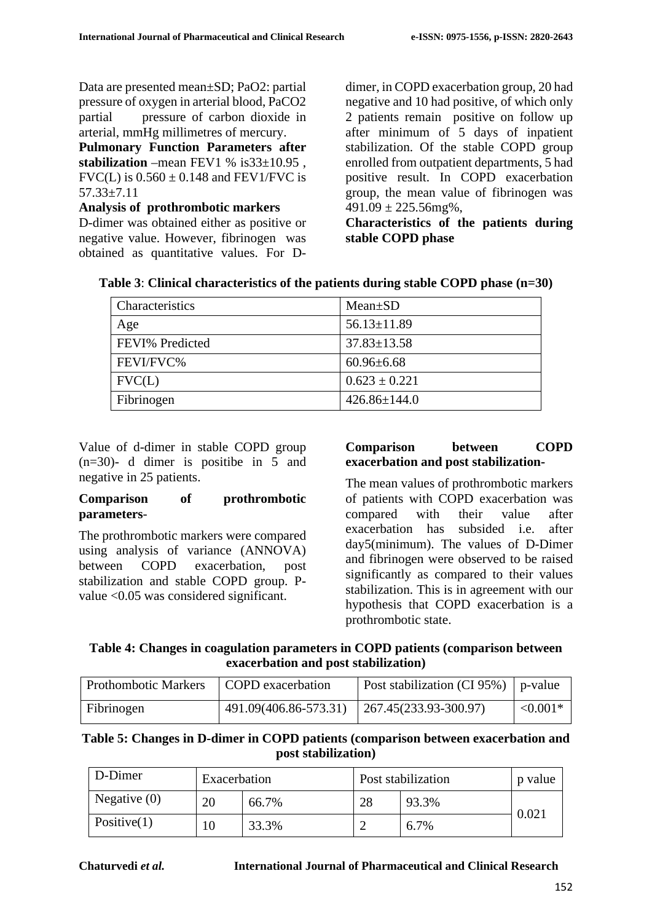Data are presented mean±SD; PaO2: partial pressure of oxygen in arterial blood, PaCO2 partial pressure of carbon dioxide in arterial, mmHg millimetres of mercury.

**Pulmonary Function Parameters after stabilization** –mean FEV1 % is33±10.95 , FVC(L) is 0.560 ± 0.148 and FEV1/FVC is 57.33±7.11

**Analysis of prothrombotic markers**

D-dimer was obtained either as positive or negative value. However, fibrinogen was obtained as quantitative values. For D-dimer, in COPD exacerbation group, 20 had negative and 10 had positive, of which only 2 patients remain positive on follow up after minimum of 5 days of inpatient stabilization. Of the stable COPD group enrolled from outpatient departments, 5 had positive result. In COPD exacerbation group, the mean value of fibrinogen was 491.09 ± 225.56mg%,

**Characteristics of the patients during stable COPD phase**

**Table 3**: **Clinical characteristics of the patients during stable COPD phase (n=30)**

| Characteristics | Mean±SD |
|---|---|
| Age | 56.13±11.89 |
| FEVI% Predicted | 37.83±13.58 |
| FEVI/FVC% | 60.96±6.68 |
| FVC(L) | 0.623 ± 0.221 |
| Fibrinogen | 426.86±144.0 |

Value of d-dimer in stable COPD group (n=30)- d dimer is positibe in 5 and negative in 25 patients.

**Comparison of prothrombotic parameters**-

The prothrombotic markers were compared using analysis of variance (ANNOVA) between COPD exacerbation, post stabilization and stable COPD group. P-value <0.05 was considered significant.

**Comparison between COPD exacerbation and post stabilization-**

The mean values of prothrombotic markers of patients with COPD exacerbation was compared with their value after exacerbation has subsided i.e. after day5(minimum). The values of D-Dimer and fibrinogen were observed to be raised significantly as compared to their values stabilization. This is in agreement with our hypothesis that COPD exacerbation is a prothrombotic state.

**Table 4: Changes in coagulation parameters in COPD patients (comparison between exacerbation and post stabilization)**

| Prothombotic Markers | COPD exacerbation | Post stabilization (CI 95%) | p-value |
|---|---|---|---|
| Fibrinogen | 491.09(406.86-573.31) | 267.45(233.93-300.97) | <0.001* |

**Table 5: Changes in D-dimer in COPD patients (comparison between exacerbation and post stabilization)**

| D-Dimer | Exacerbation | | Post stabilization | | p value |
|---|---|---|---|---|---|
| Negative (0) | 20 | 66.7% | 28 | 93.3% | 0.021 |
| Positive(1) | 10 | 33.3% | 2 | 6.7% | |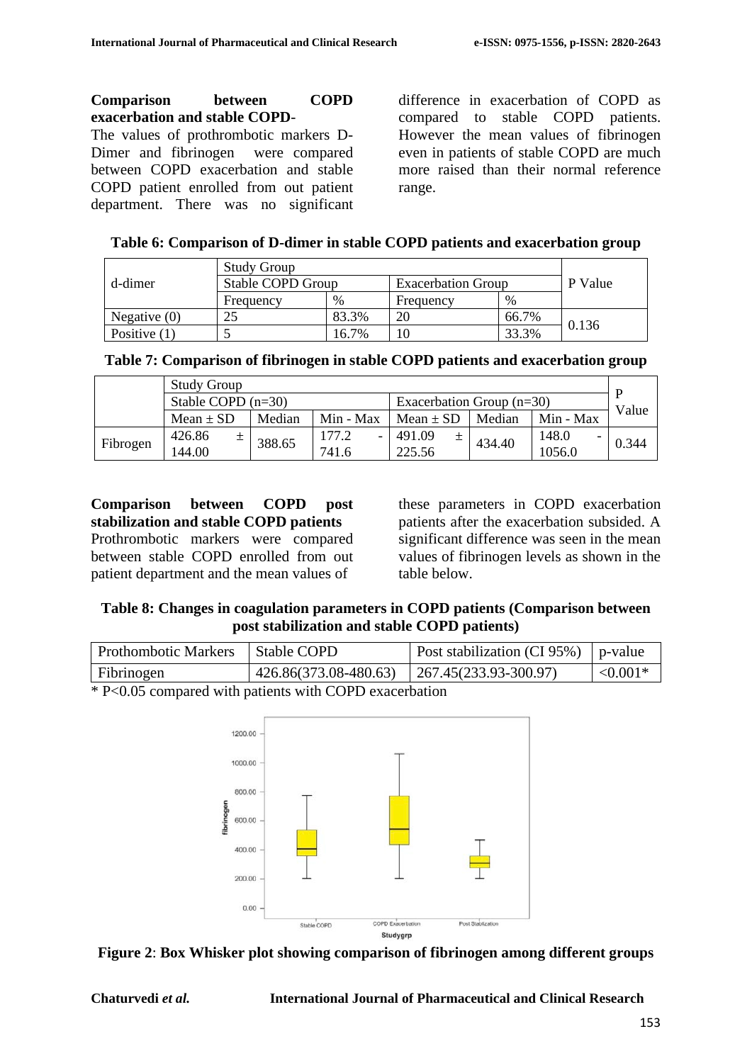**Comparison between COPD exacerbation and stable COPD-**

The values of prothrombotic markers D-Dimer and fibrinogen were compared between COPD exacerbation and stable COPD patient enrolled from out patient department. There was no significant difference in exacerbation of COPD as compared to stable COPD patients. However the mean values of fibrinogen even in patients of stable COPD are much more raised than their normal reference range.

**Table 6: Comparison of D-dimer in stable COPD patients and exacerbation group**

| d-dimer | Study Group | | | | P Value |
|---|---|---|---|---|---|
| | Stable COPD Group | | Exacerbation Group | | |
| | Frequency | % | Frequency | % | |
| Negative (0) | 25 | 83.3% | 20 | 66.7% | 0.136 |
| Positive (1) | 5 | 16.7% | 10 | 33.3% | |

**Table 7: Comparison of fibrinogen in stable COPD patients and exacerbation group**

| | Study Group | | | | | | P Value |
|---|---|---|---|---|---|---|---|
| | Stable COPD (n=30) | | | Exacerbation Group (n=30) | | | |
| | Mean ± SD | Median | Min - Max | Mean ± SD | Median | Min - Max | |
| Fibrogen | 426.86 ± 144.00 | 388.65 | 177.2 - 741.6 | 491.09 ± 225.56 | 434.40 | 148.0 - 1056.0 | 0.344 |

**Comparison between COPD post stabilization and stable COPD patients**

Prothrombotic markers were compared between stable COPD enrolled from out patient department and the mean values of these parameters in COPD exacerbation patients after the exacerbation subsided. A significant difference was seen in the mean values of fibrinogen levels as shown in the table below.

**Table 8: Changes in coagulation parameters in COPD patients (Comparison between post stabilization and stable COPD patients)**

| Prothombotic Markers | Stable COPD | Post stabilization (CI 95%) | p-value |
|---|---|---|---|
| Fibrinogen | 426.86(373.08-480.63) | 267.45(233.93-300.97) | <0.001* |

* P<0.05 compared with patients with COPD exacerbation

**Figure 2**: **Box Whisker plot showing comparison of fibrinogen among different groups**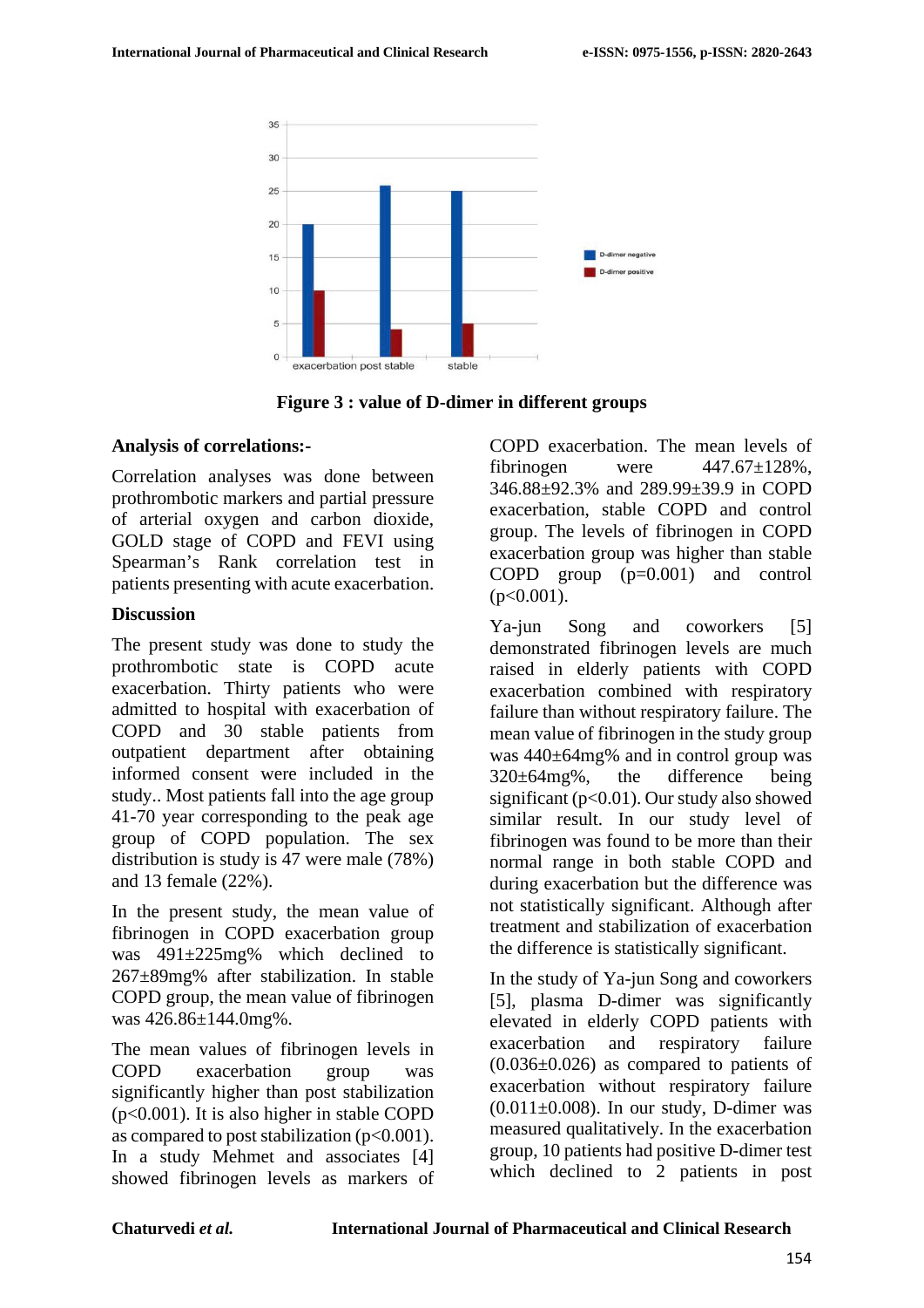**Figure 3 : value of D-dimer in different groups**

**Analysis of correlations:-**

Correlation analyses was done between prothrombotic markers and partial pressure of arterial oxygen and carbon dioxide, GOLD stage of COPD and FEVI using Spearman's Rank correlation test in patients presenting with acute exacerbation.

**Discussion**

The present study was done to study the prothrombotic state is COPD acute exacerbation. Thirty patients who were admitted to hospital with exacerbation of COPD and 30 stable patients from outpatient department after obtaining informed consent were included in the study.. Most patients fall into the age group 41-70 year corresponding to the peak age group of COPD population. The sex distribution is study is 47 were male (78%) and 13 female (22%).

In the present study, the mean value of fibrinogen in COPD exacerbation group was 491±225mg% which declined to 267±89mg% after stabilization. In stable COPD group, the mean value of fibrinogen was 426.86±144.0mg%.

The mean values of fibrinogen levels in COPD exacerbation group was significantly higher than post stabilization ($p<0.001$). It is also higher in stable COPD as compared to post stabilization ($p<0.001$). In a study Mehmet and associates [4] showed fibrinogen levels as markers of COPD exacerbation. The mean levels of fibrinogen were 447.67±128%, 346.88±92.3% and 289.99±39.9 in COPD exacerbation, stable COPD and control group. The levels of fibrinogen in COPD exacerbation group was higher than stable COPD group ($p=0.001$) and control ($p<0.001$).

Ya-jun Song and coworkers [5] demonstrated fibrinogen levels are much raised in elderly patients with COPD exacerbation combined with respiratory failure than without respiratory failure. The mean value of fibrinogen in the study group was 440±64mg% and in control group was 320±64mg%, the difference being significant ($p<0.01$). Our study also showed similar result. In our study level of fibrinogen was found to be more than their normal range in both stable COPD and during exacerbation but the difference was not statistically significant. Although after treatment and stabilization of exacerbation the difference is statistically significant.

In the study of Ya-jun Song and coworkers [5], plasma D-dimer was significantly elevated in elderly COPD patients with exacerbation and respiratory failure (0.036±0.026) as compared to patients of exacerbation without respiratory failure (0.011±0.008). In our study, D-dimer was measured qualitatively. In the exacerbation group, 10 patients had positive D-dimer test which declined to 2 patients in post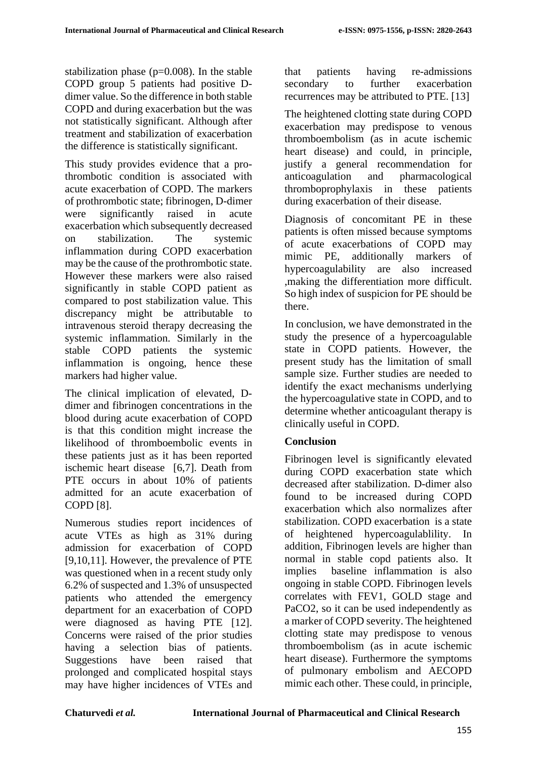stabilization phase (p=0.008). In the stable COPD group 5 patients had positive D-dimer value. So the difference in both stable COPD and during exacerbation but the was not statistically significant. Although after treatment and stabilization of exacerbation the difference is statistically significant.

This study provides evidence that a pro-thrombotic condition is associated with acute exacerbation of COPD. The markers of prothrombotic state; fibrinogen, D-dimer were significantly raised in acute exacerbation which subsequently decreased on stabilization. The systemic inflammation during COPD exacerbation may be the cause of the prothrombotic state. However these markers were also raised significantly in stable COPD patient as compared to post stabilization value. This discrepancy might be attributable to intravenous steroid therapy decreasing the systemic inflammation. Similarly in the stable COPD patients the systemic inflammation is ongoing, hence these markers had higher value.

The clinical implication of elevated, D-dimer and fibrinogen concentrations in the blood during acute exacerbation of COPD is that this condition might increase the likelihood of thromboembolic events in these patients just as it has been reported ischemic heart disease [6,7]. Death from PTE occurs in about 10% of patients admitted for an acute exacerbation of COPD [8].

Numerous studies report incidences of acute VTEs as high as 31% during admission for exacerbation of COPD [9,10,11]. However, the prevalence of PTE was questioned when in a recent study only 6.2% of suspected and 1.3% of unsuspected patients who attended the emergency department for an exacerbation of COPD were diagnosed as having PTE [12]. Concerns were raised of the prior studies having a selection bias of patients. Suggestions have been raised that prolonged and complicated hospital stays may have higher incidences of VTEs and that patients having re-admissions secondary to further exacerbation recurrences may be attributed to PTE. [13]

The heightened clotting state during COPD exacerbation may predispose to venous thromboembolism (as in acute ischemic heart disease) and could, in principle, justify a general recommendation for anticoagulation and pharmacological thromboprophylaxis in these patients during exacerbation of their disease.

Diagnosis of concomitant PE in these patients is often missed because symptoms of acute exacerbations of COPD may mimic PE, additionally markers of hypercoagulability are also increased ,making the differentiation more difficult. So high index of suspicion for PE should be there.

In conclusion, we have demonstrated in the study the presence of a hypercoagulable state in COPD patients. However, the present study has the limitation of small sample size. Further studies are needed to identify the exact mechanisms underlying the hypercoagulative state in COPD, and to determine whether anticoagulant therapy is clinically useful in COPD.

## Conclusion

Fibrinogen level is significantly elevated during COPD exacerbation state which decreased after stabilization. D-dimer also found to be increased during COPD exacerbation which also normalizes after stabilization. COPD exacerbation is a state of heightened hypercoagulablility. In addition, Fibrinogen levels are higher than normal in stable copd patients also. It implies baseline inflammation is also ongoing in stable COPD. Fibrinogen levels correlates with FEV1, GOLD stage and $PaCO_2$, so it can be used independently as a marker of COPD severity. The heightened clotting state may predispose to venous thromboembolism (as in acute ischemic heart disease). Furthermore the symptoms of pulmonary embolism and AECOPD mimic each other. These could, in principle,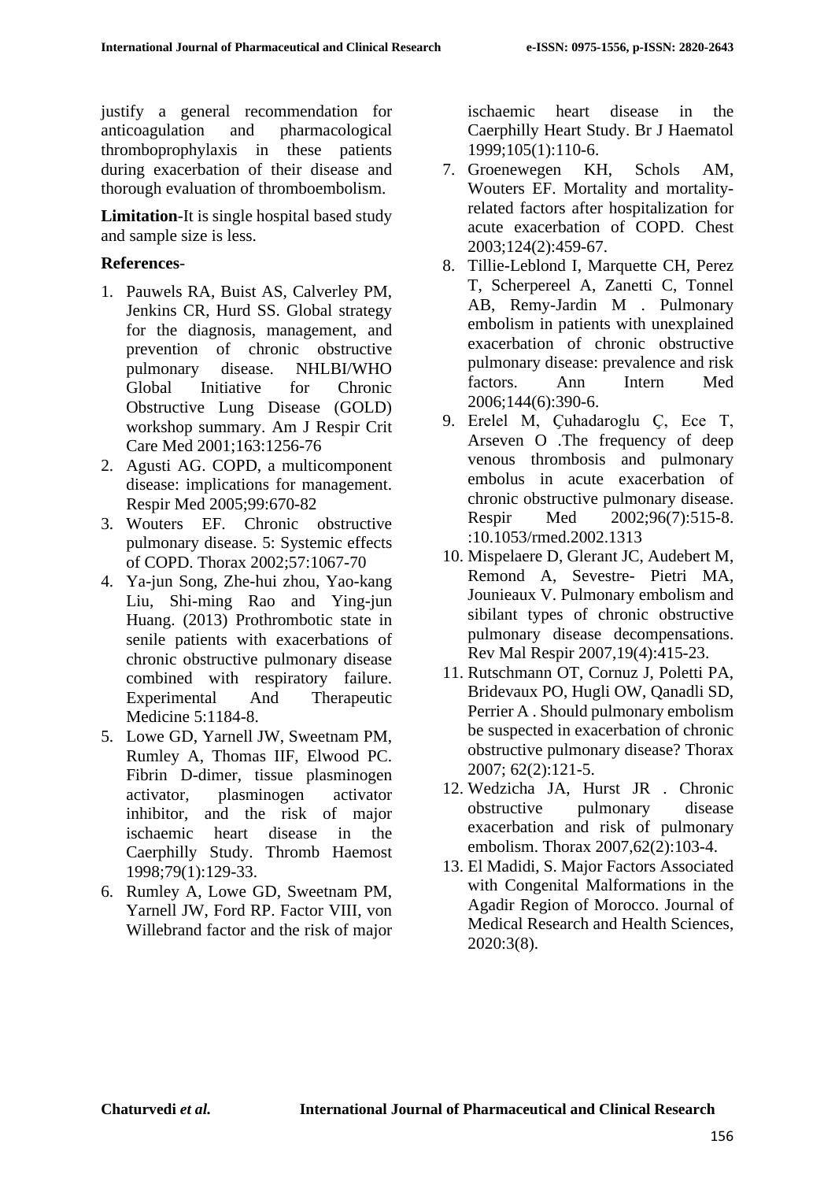justify a general recommendation for anticoagulation and pharmacological thromboprophylaxis in these patients during exacerbation of their disease and thorough evaluation of thromboembolism.

**Limitation**-It is single hospital based study and sample size is less.

**References**-

1. Pauwels RA, Buist AS, Calverley PM, Jenkins CR, Hurd SS. Global strategy for the diagnosis, management, and prevention of chronic obstructive pulmonary disease. NHLBI/WHO Global Initiative for Chronic Obstructive Lung Disease (GOLD) workshop summary. Am J Respir Crit Care Med 2001;163:1256-76
2. Agusti AG. COPD, a multicomponent disease: implications for management. Respir Med 2005;99:670-82
3. Wouters EF. Chronic obstructive pulmonary disease. 5: Systemic effects of COPD. Thorax 2002;57:1067-70
4. Ya-jun Song, Zhe-hui zhou, Yao-kang Liu, Shi-ming Rao and Ying-jun Huang. (2013) Prothrombotic state in senile patients with exacerbations of chronic obstructive pulmonary disease combined with respiratory failure. Experimental And Therapeutic Medicine 5:1184-8.
5. Lowe GD, Yarnell JW, Sweetnam PM, Rumley A, Thomas IIF, Elwood PC. Fibrin D-dimer, tissue plasminogen activator, plasminogen activator inhibitor, and the risk of major ischaemic heart disease in the Caerphilly Study. Thromb Haemost 1998;79(1):129-33.
6. Rumley A, Lowe GD, Sweetnam PM, Yarnell JW, Ford RP. Factor VIII, von Willebrand factor and the risk of major ischaemic heart disease in the Caerphilly Heart Study. Br J Haematol 1999;105(1):110-6.
7. Groenewegen KH, Schols AM, Wouters EF. Mortality and mortality-related factors after hospitalization for acute exacerbation of COPD. Chest 2003;124(2):459-67.
8. Tillie-Leblond I, Marquette CH, Perez T, Scherpereel A, Zanetti C, Tonnel AB, Remy-Jardin M . Pulmonary embolism in patients with unexplained exacerbation of chronic obstructive pulmonary disease: prevalence and risk factors. Ann Intern Med 2006;144(6):390-6.
9. Erelel M, Çuhadaroglu Ç, Ece T, Arseven O .The frequency of deep venous thrombosis and pulmonary embolus in acute exacerbation of chronic obstructive pulmonary disease. Respir Med 2002;96(7):515-8. :10.1053/rmed.2002.1313
10. Mispelaere D, Glerant JC, Audebert M, Remond A, Sevestre- Pietri MA, Jounieaux V. Pulmonary embolism and sibilant types of chronic obstructive pulmonary disease decompensations. Rev Mal Respir 2007,19(4):415-23.
11. Rutschmann OT, Cornuz J, Poletti PA, Bridevaux PO, Hugli OW, Qanadli SD, Perrier A . Should pulmonary embolism be suspected in exacerbation of chronic obstructive pulmonary disease? Thorax 2007; 62(2):121-5.
12. Wedzicha JA, Hurst JR . Chronic obstructive pulmonary disease exacerbation and risk of pulmonary embolism. Thorax 2007,62(2):103-4.
13. El Madidi, S. Major Factors Associated with Congenital Malformations in the Agadir Region of Morocco. Journal of Medical Research and Health Sciences, 2020:3(8).